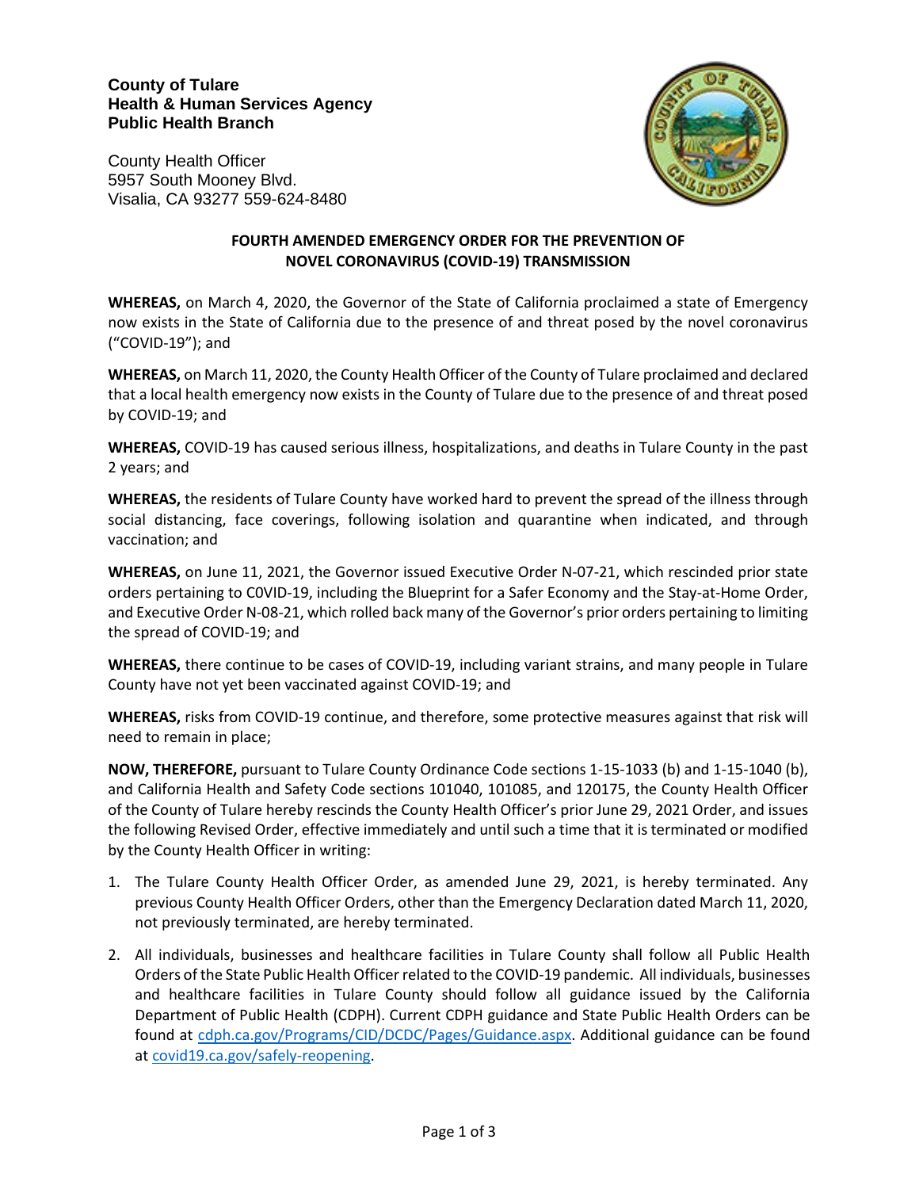**County of Tulare**
**Health & Human Services Agency**
**Public Health Branch**

County Health Officer
5957 South Mooney Blvd.
Visalia, CA 93277 559-624-8480

## FOURTH AMENDED EMERGENCY ORDER FOR THE PREVENTION OF NOVEL CORONAVIRUS (COVID-19) TRANSMISSION

**WHEREAS,** on March 4, 2020, the Governor of the State of California proclaimed a state of Emergency now exists in the State of California due to the presence of and threat posed by the novel coronavirus ("COVID-19"); and

**WHEREAS,** on March 11, 2020, the County Health Officer of the County of Tulare proclaimed and declared that a local health emergency now exists in the County of Tulare due to the presence of and threat posed by COVID-19; and

**WHEREAS,** COVID-19 has caused serious illness, hospitalizations, and deaths in Tulare County in the past 2 years; and

**WHEREAS,** the residents of Tulare County have worked hard to prevent the spread of the illness through social distancing, face coverings, following isolation and quarantine when indicated, and through vaccination; and

**WHEREAS,** on June 11, 2021, the Governor issued Executive Order N-07-21, which rescinded prior state orders pertaining to C0VID-19, including the Blueprint for a Safer Economy and the Stay-at-Home Order, and Executive Order N-08-21, which rolled back many of the Governor's prior orders pertaining to limiting the spread of COVID-19; and

**WHEREAS,** there continue to be cases of COVID-19, including variant strains, and many people in Tulare County have not yet been vaccinated against COVID-19; and

**WHEREAS,** risks from COVID-19 continue, and therefore, some protective measures against that risk will need to remain in place;

**NOW, THEREFORE,** pursuant to Tulare County Ordinance Code sections 1-15-1033 (b) and 1-15-1040 (b), and California Health and Safety Code sections 101040, 101085, and 120175, the County Health Officer of the County of Tulare hereby rescinds the County Health Officer's prior June 29, 2021 Order, and issues the following Revised Order, effective immediately and until such a time that it is terminated or modified by the County Health Officer in writing:

1. The Tulare County Health Officer Order, as amended June 29, 2021, is hereby terminated. Any previous County Health Officer Orders, other than the Emergency Declaration dated March 11, 2020, not previously terminated, are hereby terminated.
2. All individuals, businesses and healthcare facilities in Tulare County shall follow all Public Health Orders of the State Public Health Officer related to the COVID-19 pandemic. All individuals, businesses and healthcare facilities in Tulare County should follow all guidance issued by the California Department of Public Health (CDPH). Current CDPH guidance and State Public Health Orders can be found at [cdph.ca.gov/Programs/CID/DCDC/Pages/Guidance.aspx](cdph.ca.gov/Programs/CID/DCDC/Pages/Guidance.aspx). Additional guidance can be found at [covid19.ca.gov/safely-reopening](covid19.ca.gov/safely-reopening).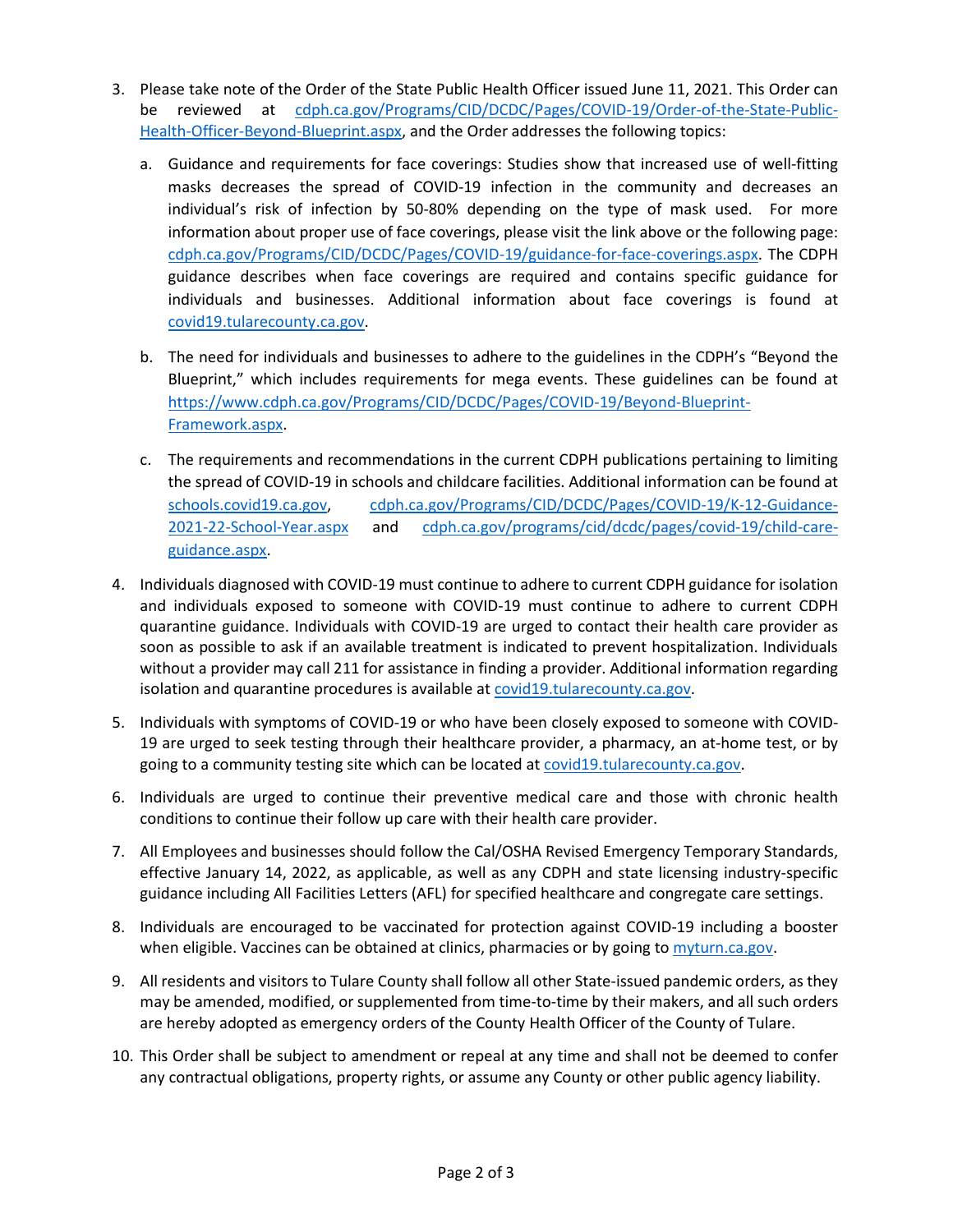3. Please take note of the Order of the State Public Health Officer issued June 11, 2021. This Order can be reviewed at cdph.ca.gov/Programs/CID/DCDC/Pages/COVID-19/Order-of-the-State-Public-Health-Officer-Beyond-Blueprint.aspx, and the Order addresses the following topics:

   a. Guidance and requirements for face coverings: Studies show that increased use of well-fitting masks decreases the spread of COVID-19 infection in the community and decreases an individual's risk of infection by 50-80% depending on the type of mask used. For more information about proper use of face coverings, please visit the link above or the following page: cdph.ca.gov/Programs/CID/DCDC/Pages/COVID-19/guidance-for-face-coverings.aspx. The CDPH guidance describes when face coverings are required and contains specific guidance for individuals and businesses. Additional information about face coverings is found at covid19.tularecounty.ca.gov.

   b. The need for individuals and businesses to adhere to the guidelines in the CDPH's "Beyond the Blueprint," which includes requirements for mega events. These guidelines can be found at https://www.cdph.ca.gov/Programs/CID/DCDC/Pages/COVID-19/Beyond-Blueprint-Framework.aspx.

   c. The requirements and recommendations in the current CDPH publications pertaining to limiting the spread of COVID-19 in schools and childcare facilities. Additional information can be found at schools.covid19.ca.gov, cdph.ca.gov/Programs/CID/DCDC/Pages/COVID-19/K-12-Guidance-2021-22-School-Year.aspx and cdph.ca.gov/programs/cid/dcdc/pages/covid-19/child-care-guidance.aspx.

4. Individuals diagnosed with COVID-19 must continue to adhere to current CDPH guidance for isolation and individuals exposed to someone with COVID-19 must continue to adhere to current CDPH quarantine guidance. Individuals with COVID-19 are urged to contact their health care provider as soon as possible to ask if an available treatment is indicated to prevent hospitalization. Individuals without a provider may call 211 for assistance in finding a provider. Additional information regarding isolation and quarantine procedures is available at covid19.tularecounty.ca.gov.

5. Individuals with symptoms of COVID-19 or who have been closely exposed to someone with COVID-19 are urged to seek testing through their healthcare provider, a pharmacy, an at-home test, or by going to a community testing site which can be located at covid19.tularecounty.ca.gov.

6. Individuals are urged to continue their preventive medical care and those with chronic health conditions to continue their follow up care with their health care provider.

7. All Employees and businesses should follow the Cal/OSHA Revised Emergency Temporary Standards, effective January 14, 2022, as applicable, as well as any CDPH and state licensing industry-specific guidance including All Facilities Letters (AFL) for specified healthcare and congregate care settings.

8. Individuals are encouraged to be vaccinated for protection against COVID-19 including a booster when eligible. Vaccines can be obtained at clinics, pharmacies or by going to myturn.ca.gov.

9. All residents and visitors to Tulare County shall follow all other State-issued pandemic orders, as they may be amended, modified, or supplemented from time-to-time by their makers, and all such orders are hereby adopted as emergency orders of the County Health Officer of the County of Tulare.

10. This Order shall be subject to amendment or repeal at any time and shall not be deemed to confer any contractual obligations, property rights, or assume any County or other public agency liability.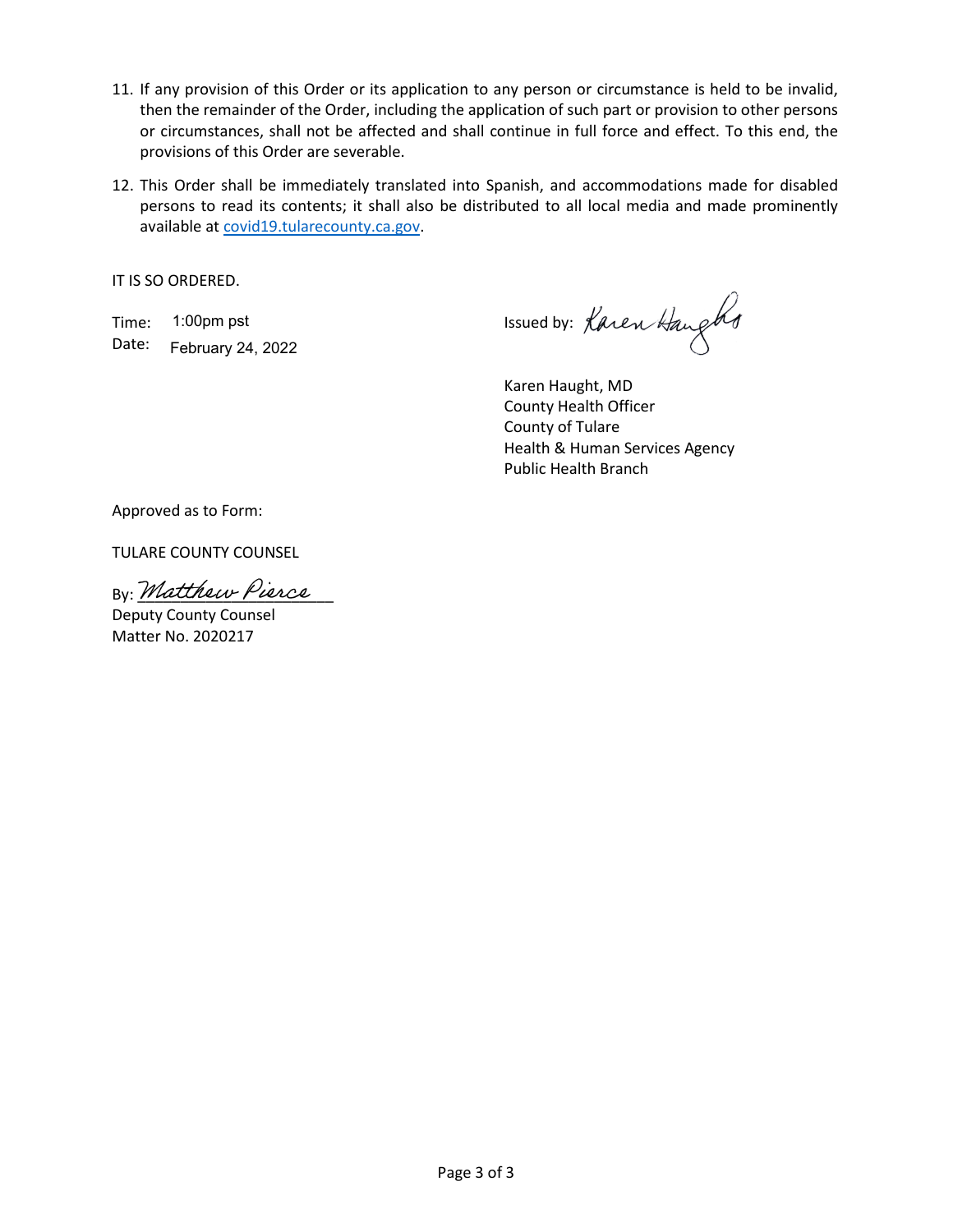11. If any provision of this Order or its application to any person or circumstance is held to be invalid, then the remainder of the Order, including the application of such part or provision to other persons or circumstances, shall not be affected and shall continue in full force and effect. To this end, the provisions of this Order are severable.

12. This Order shall be immediately translated into Spanish, and accommodations made for disabled persons to read its contents; it shall also be distributed to all local media and made prominently available at [covid19.tularecounty.ca.gov](covid19.tularecounty.ca.gov).

IT IS SO ORDERED.

Time: 1:00pm pst
Date: February 24, 2022

Issued by: Karen Haught

Karen Haught, MD
County Health Officer
County of Tulare
Health & Human Services Agency
Public Health Branch

Approved as to Form:

TULARE COUNTY COUNSEL

By: Matthew Pierce
Deputy County Counsel
Matter No. 2020217